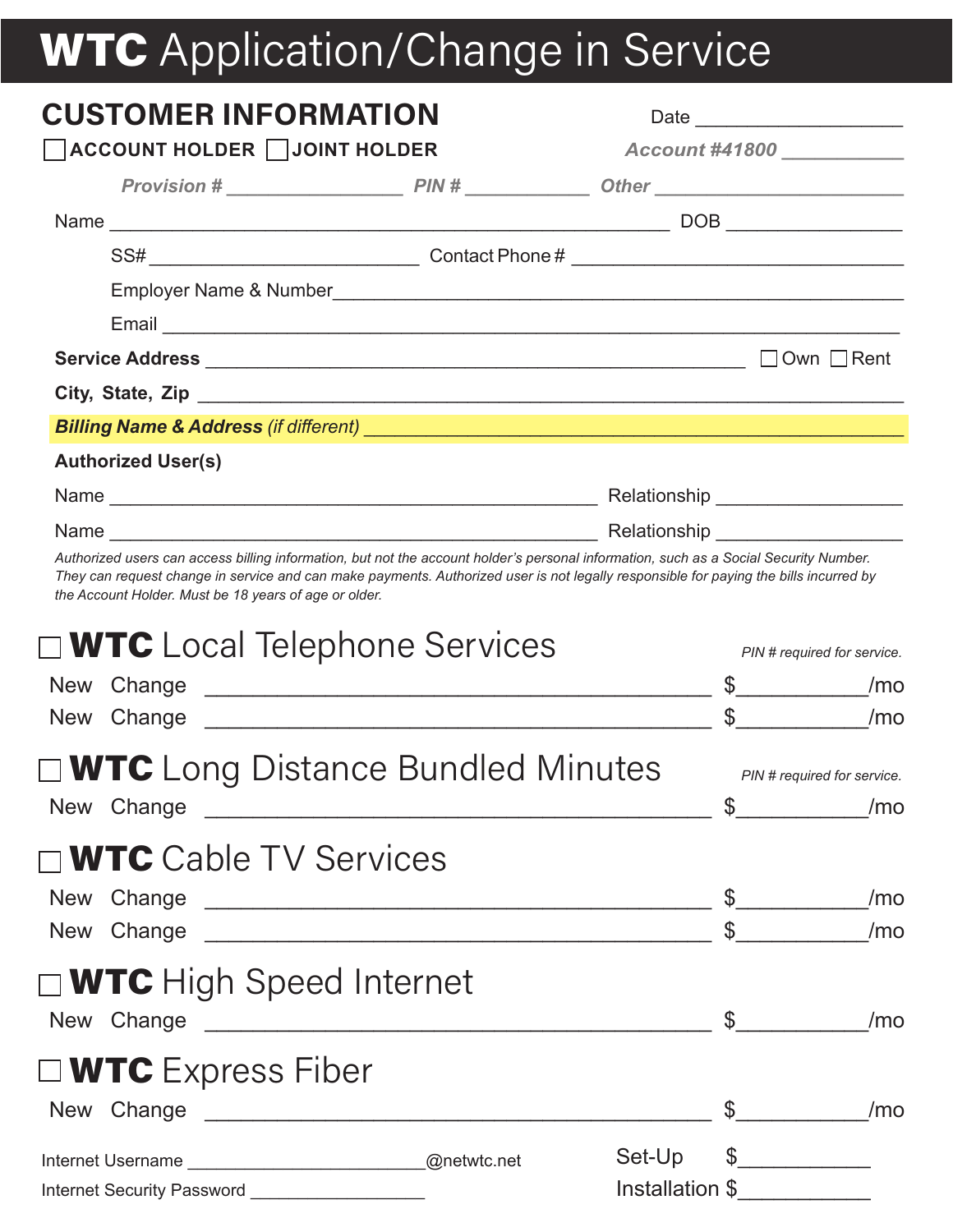# **WTC** Application/Change in Service

## CUSTOMER INFORMATION

Date ____________________

☐ ACCOUNT HOLDER ☐ JOINT HOLDER

*Account #41800* ____________

*Provision #* ________________ *PIN #* ____________ *Other* ________________________

Name ____________________________________________________ DOB _________________

SS# __________________________ Contact Phone # __________________________________

Employer Name & Number ________________________________________________________

Email _______________________________________________________________________

**Service Address** ___________________________________________________ ☐ Own ☐ Rent

**City, State, Zip** ___________________________________________________________

***Billing Name & Address*** *(if different)* _____________________________________________

**Authorized User(s)**

Name _____________________________________________ Relationship __________________

Name _____________________________________________ Relationship __________________

*Authorized users can access billing information, but not the account holder's personal information, such as a Social Security Number. They can request change in service and can make payments. Authorized user is not legally responsible for paying the bills incurred by the Account Holder. Must be 18 years of age or older.*

## ☐ **WTC** Local Telephone Services

*PIN # required for service.*

New Change ___________________________________________ $___________/mo

New Change ___________________________________________ $___________/mo

## ☐ **WTC** Long Distance Bundled Minutes

*PIN # required for service.*

New Change ___________________________________________ $___________/mo

## ☐ **WTC** Cable TV Services

New Change ___________________________________________ $___________/mo

New Change ___________________________________________ $___________/mo

## ☐ **WTC** High Speed Internet

New Change ___________________________________________ $___________/mo

## ☐ **WTC** Express Fiber

New Change ___________________________________________ $___________/mo

Internet Username ________________________@netwtc.net

Internet Security Password __________________

Set-Up $___________

Installation $___________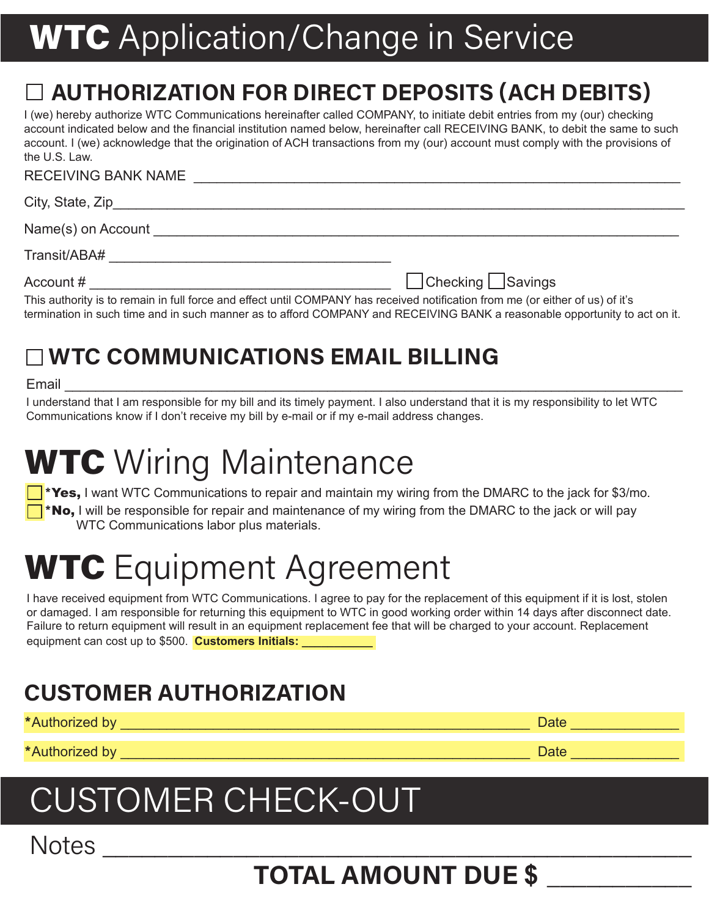# **WTC** Application/Change in Service

## ☐ AUTHORIZATION FOR DIRECT DEPOSITS (ACH DEBITS)

I (we) hereby authorize WTC Communications hereinafter called COMPANY, to initiate debit entries from my (our) checking account indicated below and the financial institution named below, hereinafter call RECEIVING BANK, to debit the same to such account. I (we) acknowledge that the origination of ACH transactions from my (our) account must comply with the provisions of the U.S. Law.

RECEIVING BANK NAME ____________________________________________

City, State, Zip____________________________________________

Name(s) on Account ____________________________________________

Transit/ABA# ______________________________

Account # ______________________________ ☐ Checking ☐ Savings

This authority is to remain in full force and effect until COMPANY has received notification from me (or either of us) of it's termination in such time and in such manner as to afford COMPANY and RECEIVING BANK a reasonable opportunity to act on it.

## ☐ WTC COMMUNICATIONS EMAIL BILLING

Email ____________________________________________

I understand that I am responsible for my bill and its timely payment. I also understand that it is my responsibility to let WTC Communications know if I don't receive my bill by e-mail or if my e-mail address changes.

# **WTC** Wiring Maintenance

☐ ***Yes,** I want WTC Communications to repair and maintain my wiring from the DMARC to the jack for $3/mo.

☐ ***No,** I will be responsible for repair and maintenance of my wiring from the DMARC to the jack or will pay WTC Communications labor plus materials.

# **WTC** Equipment Agreement

I have received equipment from WTC Communications. I agree to pay for the replacement of this equipment if it is lost, stolen or damaged. I am responsible for returning this equipment to WTC in good working order within 14 days after disconnect date. Failure to return equipment will result in an equipment replacement fee that will be charged to your account. Replacement equipment can cost up to $500. **Customers Initials: __________**

## CUSTOMER AUTHORIZATION

*Authorized by ____________________________________________ Date ____________

*Authorized by ____________________________________________ Date ____________

# CUSTOMER CHECK-OUT

Notes ____________________________________________

**TOTAL AMOUNT DUE $** ____________